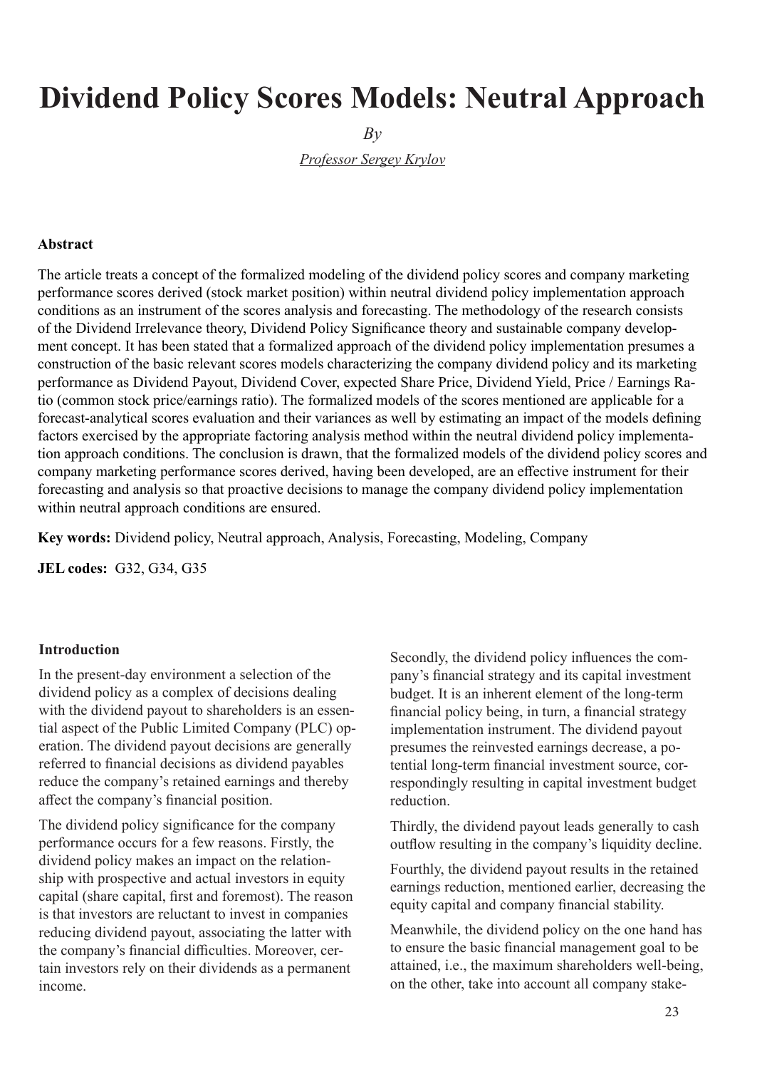# Dividend Policy Scores Models: Neutral Approach

*By*

*Professor Sergey Krylov*

### Abstract

The article treats a concept of the formalized modeling of the dividend policy scores and company marketing performance scores derived (stock market position) within neutral dividend policy implementation approach conditions as an instrument of the scores analysis and forecasting. The methodology of the research consists of the Dividend Irrelevance theory, Dividend Policy Significance theory and sustainable company development concept. It has been stated that a formalized approach of the dividend policy implementation presumes a construction of the basic relevant scores models characterizing the company dividend policy and its marketing performance as Dividend Payout, Dividend Cover, expected Share Price, Dividend Yield, Price / Earnings Ratio (common stock price/earnings ratio). The formalized models of the scores mentioned are applicable for a forecast-analytical scores evaluation and their variances as well by estimating an impact of the models defining factors exercised by the appropriate factoring analysis method within the neutral dividend policy implementation approach conditions. The conclusion is drawn, that the formalized models of the dividend policy scores and company marketing performance scores derived, having been developed, are an effective instrument for their forecasting and analysis so that proactive decisions to manage the company dividend policy implementation within neutral approach conditions are ensured.

**Key words:** Dividend policy, Neutral approach, Analysis, Forecasting, Modeling, Company

**JEL codes:** G32, G34, G35

### Introduction

In the present-day environment a selection of the dividend policy as a complex of decisions dealing with the dividend payout to shareholders is an essential aspect of the Public Limited Company (PLC) operation. The dividend payout decisions are generally referred to financial decisions as dividend payables reduce the company's retained earnings and thereby affect the company's financial position.

The dividend policy significance for the company performance occurs for a few reasons. Firstly, the dividend policy makes an impact on the relationship with prospective and actual investors in equity capital (share capital, first and foremost). The reason is that investors are reluctant to invest in companies reducing dividend payout, associating the latter with the company's financial difficulties. Moreover, certain investors rely on their dividends as a permanent income.

Secondly, the dividend policy influences the company's financial strategy and its capital investment budget. It is an inherent element of the long-term financial policy being, in turn, a financial strategy implementation instrument. The dividend payout presumes the reinvested earnings decrease, a potential long-term financial investment source, correspondingly resulting in capital investment budget reduction.

Thirdly, the dividend payout leads generally to cash outflow resulting in the company's liquidity decline.

Fourthly, the dividend payout results in the retained earnings reduction, mentioned earlier, decreasing the equity capital and company financial stability.

Meanwhile, the dividend policy on the one hand has to ensure the basic financial management goal to be attained, i.e., the maximum shareholders well-being, on the other, take into account all company stake-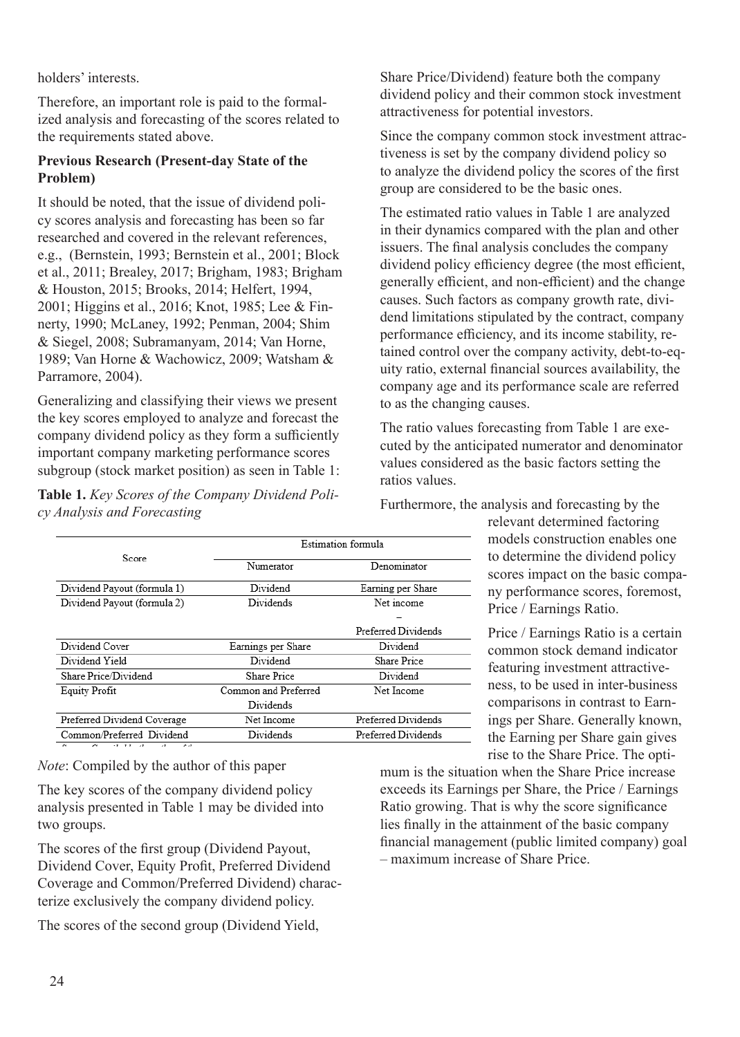holders' interests.

Therefore, an important role is paid to the formalized analysis and forecasting of the scores related to the requirements stated above.

**Previous Research (Present-day State of the Problem)**

It should be noted, that the issue of dividend policy scores analysis and forecasting has been so far researched and covered in the relevant references, e.g., (Bernstein, 1993; Bernstein et al., 2001; Block et al., 2011; Brealey, 2017; Brigham, 1983; Brigham & Houston, 2015; Brooks, 2014; Helfert, 1994, 2001; Higgins et al., 2016; Knot, 1985; Lee & Finnerty, 1990; McLaney, 1992; Penman, 2004; Shim & Siegel, 2008; Subramanyam, 2014; Van Horne, 1989; Van Horne & Wachowicz, 2009; Watsham & Parramore, 2004).

Generalizing and classifying their views we present the key scores employed to analyze and forecast the company dividend policy as they form a sufficiently important company marketing performance scores subgroup (stock market position) as seen in Table 1:

**Table 1.** *Key Scores of the Company Dividend Policy Analysis and Forecasting*

| Score | Estimation formula | |
|---|---|---|
| | Numerator | Denominator |
| Dividend Payout (formula 1) | Dividend | Earning per Share |
| Dividend Payout (formula 2) | Dividends | Net income – Preferred Dividends |
| Dividend Cover | Earnings per Share | Dividend |
| Dividend Yield | Dividend | Share Price |
| Share Price/Dividend | Share Price | Dividend |
| Equity Profit | Common and Preferred Dividends | Net Income |
| Preferred Dividend Coverage | Net Income | Preferred Dividends |
| Common/Preferred Dividend | Dividends | Preferred Dividends |

*Note*: Compiled by the author of this paper

The key scores of the company dividend policy analysis presented in Table 1 may be divided into two groups.

The scores of the first group (Dividend Payout, Dividend Cover, Equity Profit, Preferred Dividend Coverage and Common/Preferred Dividend) characterize exclusively the company dividend policy.

The scores of the second group (Dividend Yield, Share Price/Dividend) feature both the company dividend policy and their common stock investment attractiveness for potential investors.

Since the company common stock investment attractiveness is set by the company dividend policy so to analyze the dividend policy the scores of the first group are considered to be the basic ones.

The estimated ratio values in Table 1 are analyzed in their dynamics compared with the plan and other issuers. The final analysis concludes the company dividend policy efficiency degree (the most efficient, generally efficient, and non-efficient) and the change causes. Such factors as company growth rate, dividend limitations stipulated by the contract, company performance efficiency, and its income stability, retained control over the company activity, debt-to-equity ratio, external financial sources availability, the company age and its performance scale are referred to as the changing causes.

The ratio values forecasting from Table 1 are executed by the anticipated numerator and denominator values considered as the basic factors setting the ratios values.

Furthermore, the analysis and forecasting by the relevant determined factoring models construction enables one to determine the dividend policy scores impact on the basic company performance scores, foremost, Price / Earnings Ratio.

Price / Earnings Ratio is a certain common stock demand indicator featuring investment attractiveness, to be used in inter-business comparisons in contrast to Earnings per Share. Generally known, the Earning per Share gain gives rise to the Share Price. The optimum is the situation when the Share Price increase exceeds its Earnings per Share, the Price / Earnings Ratio growing. That is why the score significance lies finally in the attainment of the basic company financial management (public limited company) goal – maximum increase of Share Price.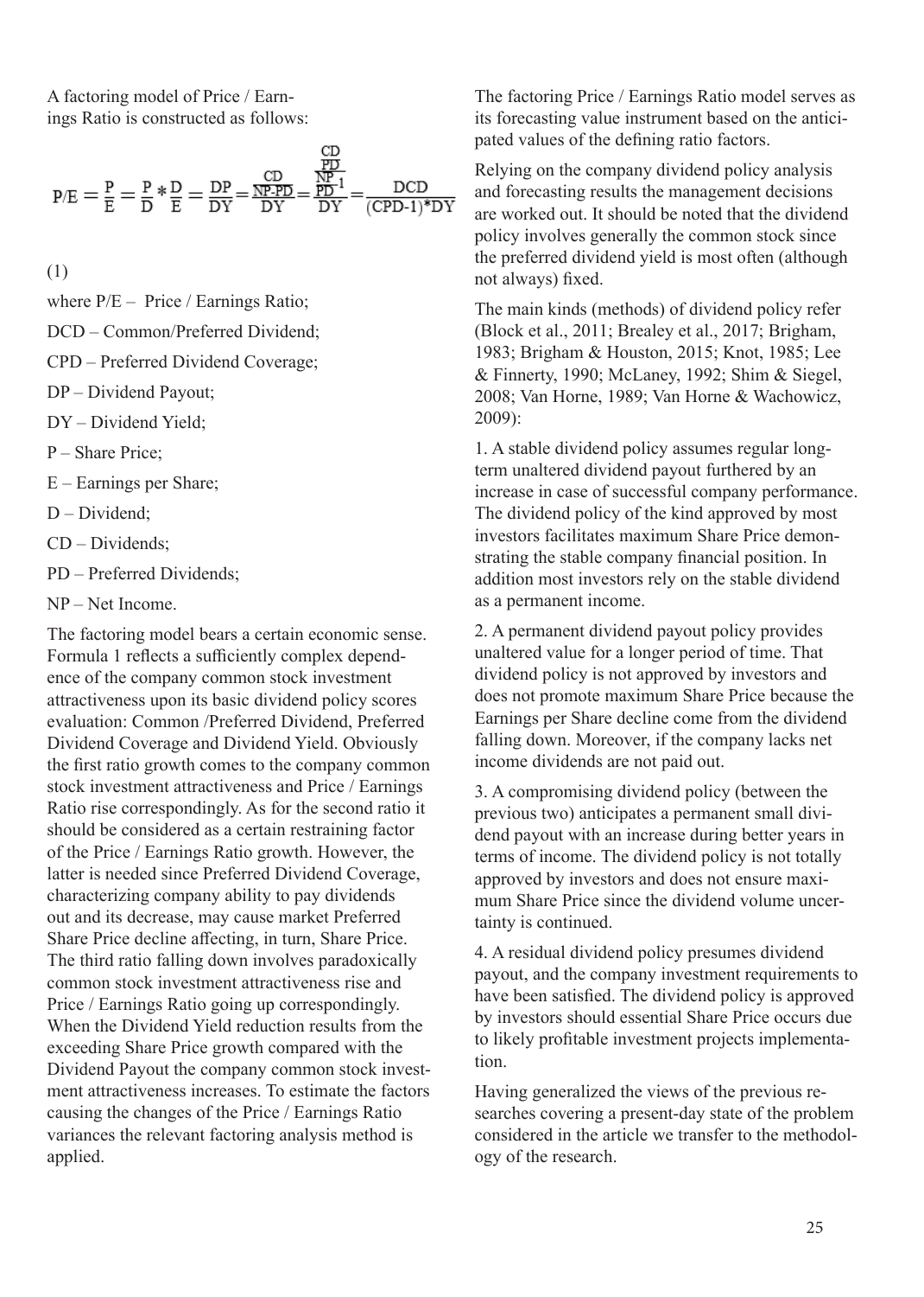A factoring model of Price / Earnings Ratio is constructed as follows:

$$P/E = \frac{P}{E} = \frac{P}{D} * \frac{D}{E} = \frac{DP}{DY} = \frac{\frac{CD}{NP\text{-}PD}}{DY} = \frac{\frac{\frac{CD}{PD}}{\frac{NP}{PD}\text{-}1}}{DY} = \frac{DCD}{(CPD\text{-}1)*DY}$$

(1)

where P/E – Price / Earnings Ratio;

DCD – Common/Preferred Dividend;

CPD – Preferred Dividend Coverage;

DP – Dividend Payout;

DY – Dividend Yield;

P – Share Price;

E – Earnings per Share;

D – Dividend;

CD – Dividends;

PD – Preferred Dividends;

NP – Net Income.

The factoring model bears a certain economic sense. Formula 1 reflects a sufficiently complex dependence of the company common stock investment attractiveness upon its basic dividend policy scores evaluation: Common /Preferred Dividend, Preferred Dividend Coverage and Dividend Yield. Obviously the first ratio growth comes to the company common stock investment attractiveness and Price / Earnings Ratio rise correspondingly. As for the second ratio it should be considered as a certain restraining factor of the Price / Earnings Ratio growth. However, the latter is needed since Preferred Dividend Coverage, characterizing company ability to pay dividends out and its decrease, may cause market Preferred Share Price decline affecting, in turn, Share Price. The third ratio falling down involves paradoxically common stock investment attractiveness rise and Price / Earnings Ratio going up correspondingly. When the Dividend Yield reduction results from the exceeding Share Price growth compared with the Dividend Payout the company common stock investment attractiveness increases. To estimate the factors causing the changes of the Price / Earnings Ratio variances the relevant factoring analysis method is applied.

The factoring Price / Earnings Ratio model serves as its forecasting value instrument based on the anticipated values of the defining ratio factors.

Relying on the company dividend policy analysis and forecasting results the management decisions are worked out. It should be noted that the dividend policy involves generally the common stock since the preferred dividend yield is most often (although not always) fixed.

The main kinds (methods) of dividend policy refer (Block et al., 2011; Brealey et al., 2017; Brigham, 1983; Brigham & Houston, 2015; Knot, 1985; Lee & Finnerty, 1990; McLaney, 1992; Shim & Siegel, 2008; Van Horne, 1989; Van Horne & Wachowicz, 2009):

1. A stable dividend policy assumes regular long-term unaltered dividend payout furthered by an increase in case of successful company performance. The dividend policy of the kind approved by most investors facilitates maximum Share Price demonstrating the stable company financial position. In addition most investors rely on the stable dividend as a permanent income.

2. A permanent dividend payout policy provides unaltered value for a longer period of time. That dividend policy is not approved by investors and does not promote maximum Share Price because the Earnings per Share decline come from the dividend falling down. Moreover, if the company lacks net income dividends are not paid out.

3. A compromising dividend policy (between the previous two) anticipates a permanent small dividend payout with an increase during better years in terms of income. The dividend policy is not totally approved by investors and does not ensure maximum Share Price since the dividend volume uncertainty is continued.

4. A residual dividend policy presumes dividend payout, and the company investment requirements to have been satisfied. The dividend policy is approved by investors should essential Share Price occurs due to likely profitable investment projects implementation.

Having generalized the views of the previous researches covering a present-day state of the problem considered in the article we transfer to the methodology of the research.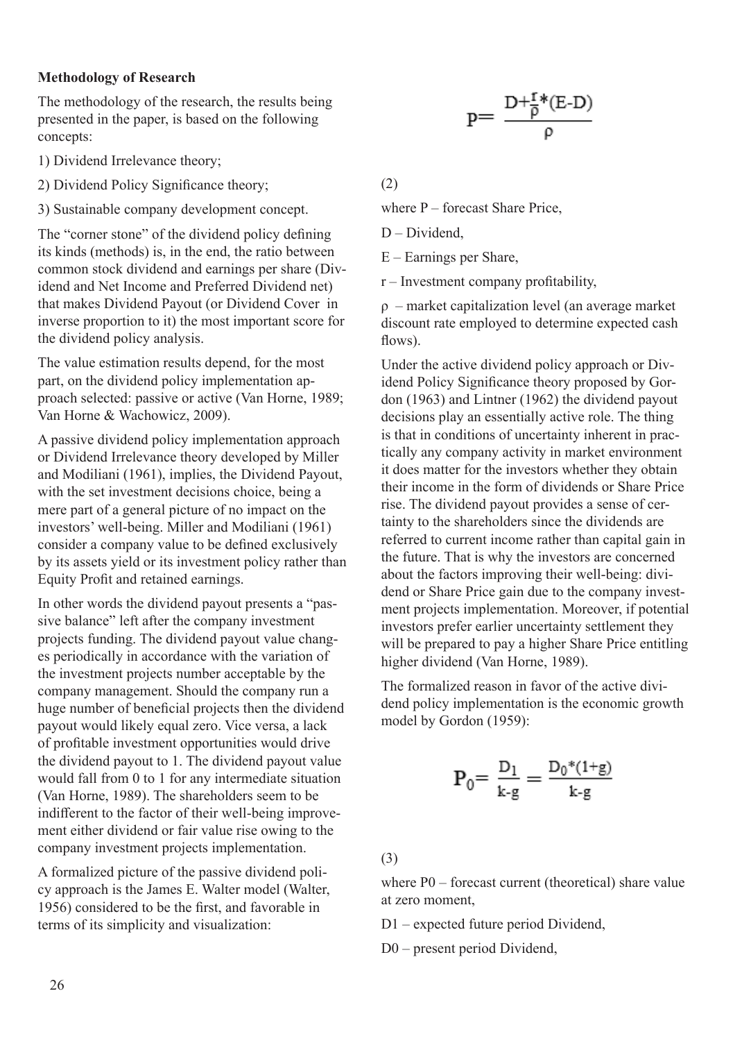**Methodology of Research**

The methodology of the research, the results being presented in the paper, is based on the following concepts:

1) Dividend Irrelevance theory;

2) Dividend Policy Significance theory;

3) Sustainable company development concept.

The "corner stone" of the dividend policy defining its kinds (methods) is, in the end, the ratio between common stock dividend and earnings per share (Dividend and Net Income and Preferred Dividend net) that makes Dividend Payout (or Dividend Cover in inverse proportion to it) the most important score for the dividend policy analysis.

The value estimation results depend, for the most part, on the dividend policy implementation approach selected: passive or active (Van Horne, 1989; Van Horne & Wachowicz, 2009).

A passive dividend policy implementation approach or Dividend Irrelevance theory developed by Miller and Modiliani (1961), implies, the Dividend Payout, with the set investment decisions choice, being a mere part of a general picture of no impact on the investors' well-being. Miller and Modiliani (1961) consider a company value to be defined exclusively by its assets yield or its investment policy rather than Equity Profit and retained earnings.

In other words the dividend payout presents a "passive balance" left after the company investment projects funding. The dividend payout value changes periodically in accordance with the variation of the investment projects number acceptable by the company management. Should the company run a huge number of beneficial projects then the dividend payout would likely equal zero. Vice versa, a lack of profitable investment opportunities would drive the dividend payout to 1. The dividend payout value would fall from 0 to 1 for any intermediate situation (Van Horne, 1989). The shareholders seem to be indifferent to the factor of their well-being improvement either dividend or fair value rise owing to the company investment projects implementation.

A formalized picture of the passive dividend policy approach is the James E. Walter model (Walter, 1956) considered to be the first, and favorable in terms of its simplicity and visualization:

$$P = \frac{D + \frac{r}{\rho} * (E - D)}{\rho}$$

(2)

where P – forecast Share Price,

D – Dividend,

E – Earnings per Share,

r – Investment company profitability,

$\rho$ – market capitalization level (an average market discount rate employed to determine expected cash flows).

Under the active dividend policy approach or Dividend Policy Significance theory proposed by Gordon (1963) and Lintner (1962) the dividend payout decisions play an essentially active role. The thing is that in conditions of uncertainty inherent in practically any company activity in market environment it does matter for the investors whether they obtain their income in the form of dividends or Share Price rise. The dividend payout provides a sense of certainty to the shareholders since the dividends are referred to current income rather than capital gain in the future. That is why the investors are concerned about the factors improving their well-being: dividend or Share Price gain due to the company investment projects implementation. Moreover, if potential investors prefer earlier uncertainty settlement they will be prepared to pay a higher Share Price entitling higher dividend (Van Horne, 1989).

The formalized reason in favor of the active dividend policy implementation is the economic growth model by Gordon (1959):

$$P_0 = \frac{D_1}{k - g} = \frac{D_0 * (1 + g)}{k - g}$$

(3)

where $P_0$ – forecast current (theoretical) share value at zero moment,

$D_1$ – expected future period Dividend,

$D_0$ – present period Dividend,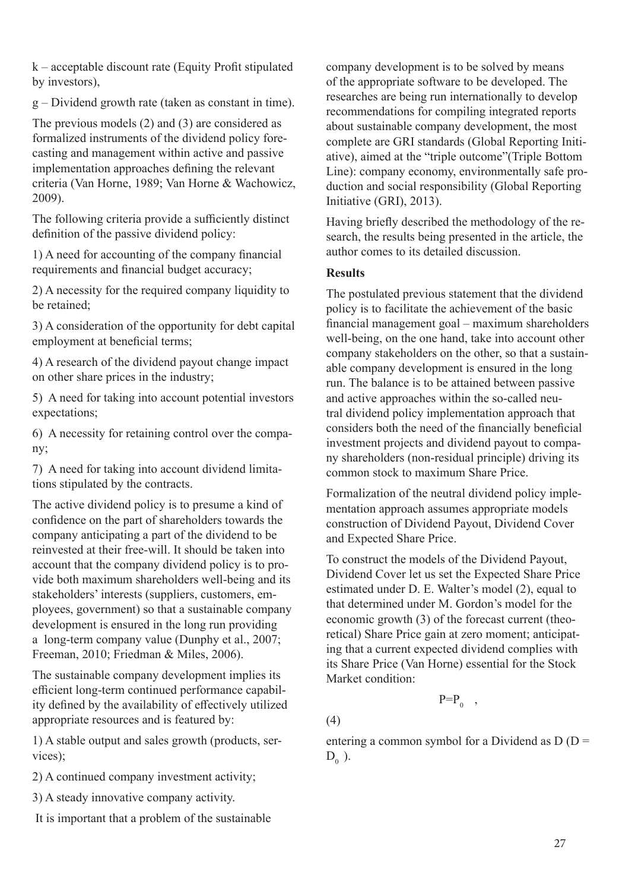k – acceptable discount rate (Equity Profit stipulated by investors),

g – Dividend growth rate (taken as constant in time).

The previous models (2) and (3) are considered as formalized instruments of the dividend policy forecasting and management within active and passive implementation approaches defining the relevant criteria (Van Horne, 1989; Van Horne & Wachowicz, 2009).

The following criteria provide a sufficiently distinct definition of the passive dividend policy:

1) A need for accounting of the company financial requirements and financial budget accuracy;

2) A necessity for the required company liquidity to be retained;

3) A consideration of the opportunity for debt capital employment at beneficial terms;

4) A research of the dividend payout change impact on other share prices in the industry;

5) A need for taking into account potential investors expectations;

6) A necessity for retaining control over the company;

7) A need for taking into account dividend limitations stipulated by the contracts.

The active dividend policy is to presume a kind of confidence on the part of shareholders towards the company anticipating a part of the dividend to be reinvested at their free-will. It should be taken into account that the company dividend policy is to provide both maximum shareholders well-being and its stakeholders' interests (suppliers, customers, employees, government) so that a sustainable company development is ensured in the long run providing a long-term company value (Dunphy et al., 2007; Freeman, 2010; Friedman & Miles, 2006).

The sustainable company development implies its efficient long-term continued performance capability defined by the availability of effectively utilized appropriate resources and is featured by:

1) A stable output and sales growth (products, services);

2) A continued company investment activity;

3) A steady innovative company activity.

It is important that a problem of the sustainable company development is to be solved by means of the appropriate software to be developed. The researches are being run internationally to develop recommendations for compiling integrated reports about sustainable company development, the most complete are GRI standards (Global Reporting Initiative), aimed at the "triple outcome"(Triple Bottom Line): company economy, environmentally safe production and social responsibility (Global Reporting Initiative (GRI), 2013).

Having briefly described the methodology of the research, the results being presented in the article, the author comes to its detailed discussion.

## Results

The postulated previous statement that the dividend policy is to facilitate the achievement of the basic financial management goal – maximum shareholders well-being, on the one hand, take into account other company stakeholders on the other, so that a sustainable company development is ensured in the long run. The balance is to be attained between passive and active approaches within the so-called neutral dividend policy implementation approach that considers both the need of the financially beneficial investment projects and dividend payout to company shareholders (non-residual principle) driving its common stock to maximum Share Price.

Formalization of the neutral dividend policy implementation approach assumes appropriate models construction of Dividend Payout, Dividend Cover and Expected Share Price.

To construct the models of the Dividend Payout, Dividend Cover let us set the Expected Share Price estimated under D. E. Walter's model (2), equal to that determined under M. Gordon's model for the economic growth (3) of the forecast current (theoretical) Share Price gain at zero moment; anticipating that a current expected dividend complies with its Share Price (Van Horne) essential for the Stock Market condition:

$$P = P_0 \quad , \tag{4}$$

entering a common symbol for a Dividend as D ($D = D_0$).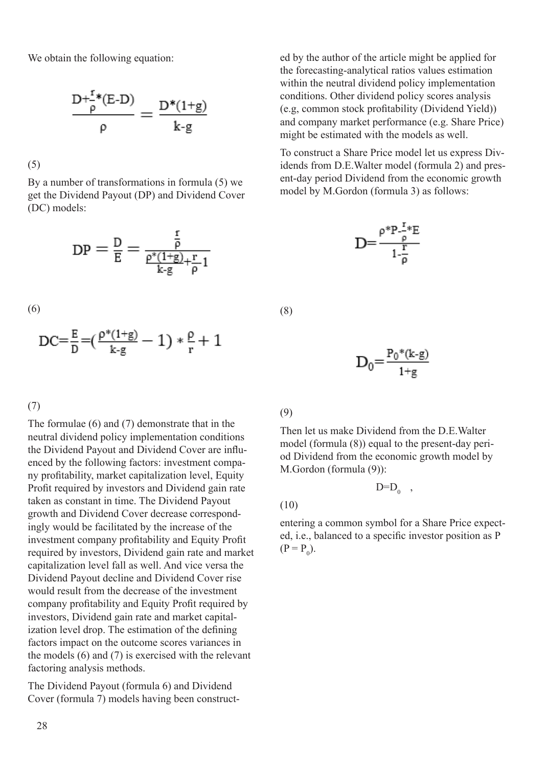We obtain the following equation:

$$\frac{D+\frac{r}{\rho}*(E-D)}{\rho} = \frac{D*(1+g)}{k-g}$$

(5)

By a number of transformations in formula (5) we get the Dividend Payout (DP) and Dividend Cover (DC) models:

$$DP = \frac{D}{E} = \frac{\frac{r}{\rho}}{\frac{\rho*(1+g)}{k-g}+\frac{r}{\rho}1}$$

(6)

$$DC=\frac{E}{D}=(\frac{\rho*(1+g)}{k-g} - 1) * \frac{\rho}{r} + 1$$

(7)

The formulae (6) and (7) demonstrate that in the neutral dividend policy implementation conditions the Dividend Payout and Dividend Cover are influenced by the following factors: investment company profitability, market capitalization level, Equity Profit required by investors and Dividend gain rate taken as constant in time. The Dividend Payout growth and Dividend Cover decrease correspondingly would be facilitated by the increase of the investment company profitability and Equity Profit required by investors, Dividend gain rate and market capitalization level fall as well. And vice versa the Dividend Payout decline and Dividend Cover rise would result from the decrease of the investment company profitability and Equity Profit required by investors, Dividend gain rate and market capitalization level drop. The estimation of the defining factors impact on the outcome scores variances in the models (6) and (7) is exercised with the relevant factoring analysis methods.

The Dividend Payout (formula 6) and Dividend Cover (formula 7) models having been constructed by the author of the article might be applied for the forecasting-analytical ratios values estimation within the neutral dividend policy implementation conditions. Other dividend policy scores analysis (e.g, common stock profitability (Dividend Yield)) and company market performance (e.g. Share Price) might be estimated with the models as well.

To construct a Share Price model let us express Dividends from D.E.Walter model (formula 2) and present-day period Dividend from the economic growth model by M.Gordon (formula 3) as follows:

$$D=\frac{\rho*P-\frac{r}{\rho}*E}{1-\frac{r}{\rho}}$$

(8)

$$D_0=\frac{P_0*(k-g)}{1+g}$$

(9)

Then let us make Dividend from the D.E.Walter model (formula (8)) equal to the present-day period Dividend from the economic growth model by M.Gordon (formula (9)):

$$D=D_0 \quad ,$$

(10)

entering a common symbol for a Share Price expected, i.e., balanced to a specific investor position as P ($P = P_0$).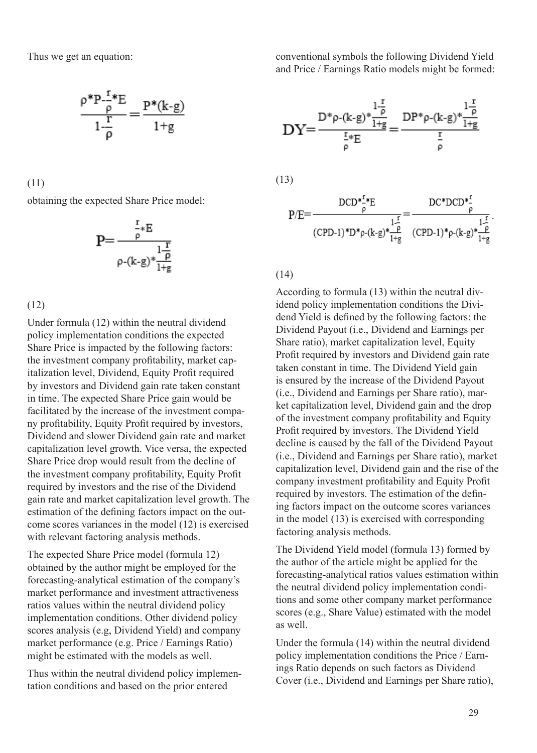Thus we get an equation:

$$\frac{\rho*P-\frac{r}{\rho}*E}{1-\frac{r}{\rho}}=\frac{P*(k-g)}{1+g}$$

(11)

obtaining the expected Share Price model:

$$P=\frac{\frac{r}{\rho}*E}{\rho-(k-g)*\frac{1-\frac{r}{\rho}}{1+g}}$$

(12)

Under formula (12) within the neutral dividend policy implementation conditions the expected Share Price is impacted by the following factors: the investment company profitability, market capitalization level, Dividend, Equity Profit required by investors and Dividend gain rate taken constant in time. The expected Share Price gain would be facilitated by the increase of the investment company profitability, Equity Profit required by investors, Dividend and slower Dividend gain rate and market capitalization level growth. Vice versa, the expected Share Price drop would result from the decline of the investment company profitability, Equity Profit required by investors and the rise of the Dividend gain rate and market capitalization level growth. The estimation of the defining factors impact on the outcome scores variances in the model (12) is exercised with relevant factoring analysis methods.

The expected Share Price model (formula 12) obtained by the author might be employed for the forecasting-analytical estimation of the company's market performance and investment attractiveness ratios values within the neutral dividend policy implementation conditions. Other dividend policy scores analysis (e.g, Dividend Yield) and company market performance (e.g. Price / Earnings Ratio) might be estimated with the models as well.

Thus within the neutral dividend policy implementation conditions and based on the prior entered conventional symbols the following Dividend Yield and Price / Earnings Ratio models might be formed:

$$DY=\frac{D*\rho-(k-g)*\frac{1-\frac{r}{\rho}}{1+g}}{\frac{r}{\rho}*E}=\frac{DP*\rho-(k-g)*\frac{1-\frac{r}{\rho}}{1+g}}{\frac{r}{\rho}}$$

(13)

$$P/E=\frac{DCD*\frac{r}{\rho}*E}{(CPD-1)*D*\rho-(k-g)*\frac{1-\frac{r}{\rho}}{1+g}}=\frac{DC*DCD*\frac{r}{\rho}}{(CPD-1)*\rho-(k-g)*\frac{1-\frac{r}{\rho}}{1+g}}.$$

(14)

According to formula (13) within the neutral dividend policy implementation conditions the Dividend Yield is defined by the following factors: the Dividend Payout (i.e., Dividend and Earnings per Share ratio), market capitalization level, Equity Profit required by investors and Dividend gain rate taken constant in time. The Dividend Yield gain is ensured by the increase of the Dividend Payout (i.e., Dividend and Earnings per Share ratio), market capitalization level, Dividend gain and the drop of the investment company profitability and Equity Profit required by investors. The Dividend Yield decline is caused by the fall of the Dividend Payout (i.e., Dividend and Earnings per Share ratio), market capitalization level, Dividend gain and the rise of the company investment profitability and Equity Profit required by investors. The estimation of the defining factors impact on the outcome scores variances in the model (13) is exercised with corresponding factoring analysis methods.

The Dividend Yield model (formula 13) formed by the author of the article might be applied for the forecasting-analytical ratios values estimation within the neutral dividend policy implementation conditions and some other company market performance scores (e.g., Share Value) estimated with the model as well.

Under the formula (14) within the neutral dividend policy implementation conditions the Price / Earnings Ratio depends on such factors as Dividend Cover (i.e., Dividend and Earnings per Share ratio),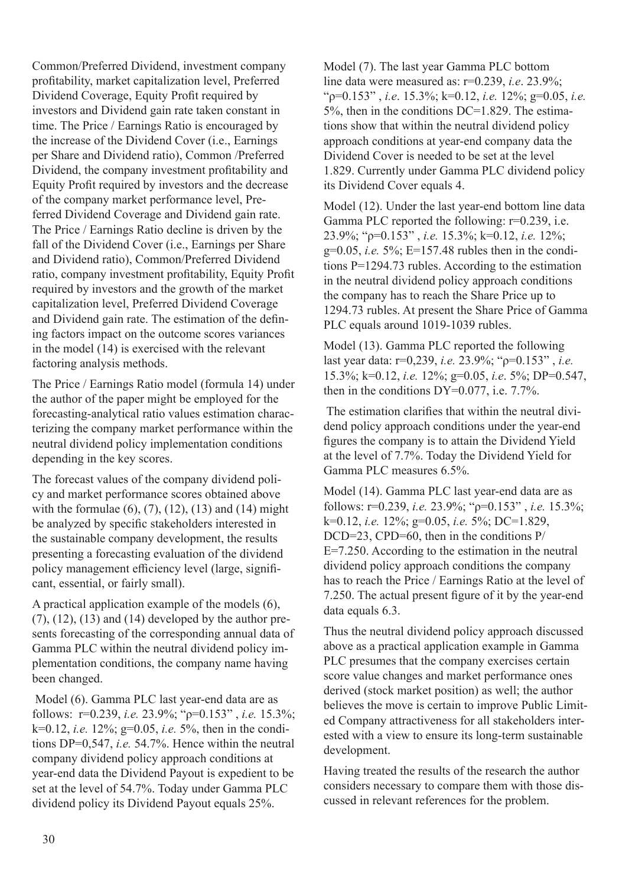Common/Preferred Dividend, investment company profitability, market capitalization level, Preferred Dividend Coverage, Equity Profit required by investors and Dividend gain rate taken constant in time. The Price / Earnings Ratio is encouraged by the increase of the Dividend Cover (i.e., Earnings per Share and Dividend ratio), Common /Preferred Dividend, the company investment profitability and Equity Profit required by investors and the decrease of the company market performance level, Preferred Dividend Coverage and Dividend gain rate. The Price / Earnings Ratio decline is driven by the fall of the Dividend Cover (i.e., Earnings per Share and Dividend ratio), Common/Preferred Dividend ratio, company investment profitability, Equity Profit required by investors and the growth of the market capitalization level, Preferred Dividend Coverage and Dividend gain rate. The estimation of the defining factors impact on the outcome scores variances in the model (14) is exercised with the relevant factoring analysis methods.

The Price / Earnings Ratio model (formula 14) under the author of the paper might be employed for the forecasting-analytical ratio values estimation characterizing the company market performance within the neutral dividend policy implementation conditions depending in the key scores.

The forecast values of the company dividend policy and market performance scores obtained above with the formulae (6), (7), (12), (13) and (14) might be analyzed by specific stakeholders interested in the sustainable company development, the results presenting a forecasting evaluation of the dividend policy management efficiency level (large, significant, essential, or fairly small).

A practical application example of the models (6), (7), (12), (13) and (14) developed by the author presents forecasting of the corresponding annual data of Gamma PLC within the neutral dividend policy implementation conditions, the company name having been changed.

Model (6). Gamma PLC last year-end data are as follows: $r=0.239$, *i.e.* 23.9%; "$\rho=0.153$", *i.e.* 15.3%; $k=0.12$, *i.e.* 12%; $g=0.05$, *i.e.* 5%, then in the conditions $DP=0{,}547$, *i.e.* 54.7%. Hence within the neutral company dividend policy approach conditions at year-end data the Dividend Payout is expedient to be set at the level of 54.7%. Today under Gamma PLC dividend policy its Dividend Payout equals 25%.

Model (7). The last year Gamma PLC bottom line data were measured as: $r=0.239$, *i.e.* 23.9%; "$\rho=0.153$", *i.e.* 15.3%; $k=0.12$, *i.e.* 12%; $g=0.05$, *i.e.* 5%, then in the conditions $DC=1.829$. The estimations show that within the neutral dividend policy approach conditions at year-end company data the Dividend Cover is needed to be set at the level 1.829. Currently under Gamma PLC dividend policy its Dividend Cover equals 4.

Model (12). Under the last year-end bottom line data Gamma PLC reported the following: $r=0.239$, i.e. 23.9%; "$\rho=0.153$", *i.e.* 15.3%; $k=0.12$, *i.e.* 12%; $g=0.05$, *i.e.* 5%; $E=157.48$ rubles then in the conditions $P=1294.73$ rubles. According to the estimation in the neutral dividend policy approach conditions the company has to reach the Share Price up to 1294.73 rubles. At present the Share Price of Gamma PLC equals around 1019-1039 rubles.

Model (13). Gamma PLC reported the following last year data: $r=0{,}239$, *i.e.* 23.9%; "$\rho=0.153$", *i.e.* 15.3%; $k=0.12$, *i.e.* 12%; $g=0.05$, *i.e.* 5%; $DP=0.547$, then in the conditions $DY=0.077$, i.e. 7.7%.

The estimation clarifies that within the neutral dividend policy approach conditions under the year-end figures the company is to attain the Dividend Yield at the level of 7.7%. Today the Dividend Yield for Gamma PLC measures 6.5%.

Model (14). Gamma PLC last year-end data are as follows: $r=0.239$, *i.e.* 23.9%; "$\rho=0.153$", *i.e.* 15.3%; $k=0.12$, *i.e.* 12%; $g=0.05$, *i.e.* 5%; $DC=1.829$, $DCD=23$, $CPD=60$, then in the conditions $P/E=7.250$. According to the estimation in the neutral dividend policy approach conditions the company has to reach the Price / Earnings Ratio at the level of 7.250. The actual present figure of it by the year-end data equals 6.3.

Thus the neutral dividend policy approach discussed above as a practical application example in Gamma PLC presumes that the company exercises certain score value changes and market performance ones derived (stock market position) as well; the author believes the move is certain to improve Public Limited Company attractiveness for all stakeholders interested with a view to ensure its long-term sustainable development.

Having treated the results of the research the author considers necessary to compare them with those discussed in relevant references for the problem.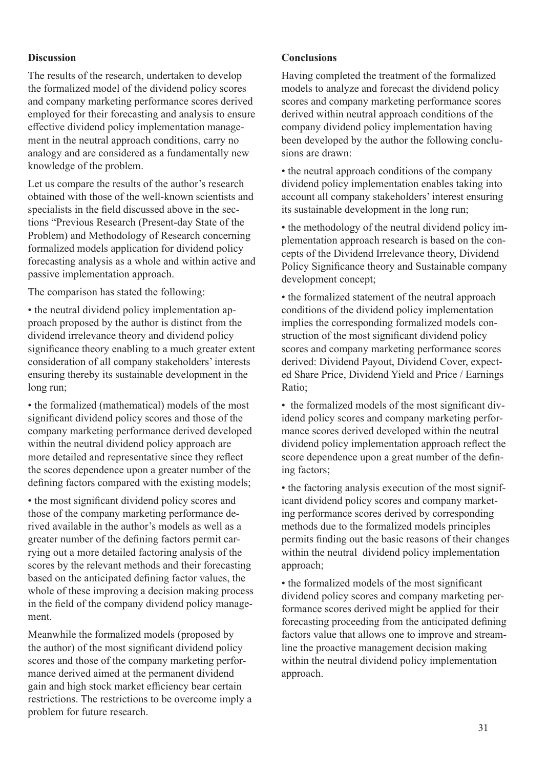## Discussion

The results of the research, undertaken to develop the formalized model of the dividend policy scores and company marketing performance scores derived employed for their forecasting and analysis to ensure effective dividend policy implementation management in the neutral approach conditions, carry no analogy and are considered as a fundamentally new knowledge of the problem.

Let us compare the results of the author's research obtained with those of the well-known scientists and specialists in the field discussed above in the sections "Previous Research (Present-day State of the Problem) and Methodology of Research concerning formalized models application for dividend policy forecasting analysis as a whole and within active and passive implementation approach.

The comparison has stated the following:

- the neutral dividend policy implementation approach proposed by the author is distinct from the dividend irrelevance theory and dividend policy significance theory enabling to a much greater extent consideration of all company stakeholders' interests ensuring thereby its sustainable development in the long run;
- the formalized (mathematical) models of the most significant dividend policy scores and those of the company marketing performance derived developed within the neutral dividend policy approach are more detailed and representative since they reflect the scores dependence upon a greater number of the defining factors compared with the existing models;
- the most significant dividend policy scores and those of the company marketing performance derived available in the author's models as well as a greater number of the defining factors permit carrying out a more detailed factoring analysis of the scores by the relevant methods and their forecasting based on the anticipated defining factor values, the whole of these improving a decision making process in the field of the company dividend policy management.

Meanwhile the formalized models (proposed by the author) of the most significant dividend policy scores and those of the company marketing performance derived aimed at the permanent dividend gain and high stock market efficiency bear certain restrictions. The restrictions to be overcome imply a problem for future research.

## Conclusions

Having completed the treatment of the formalized models to analyze and forecast the dividend policy scores and company marketing performance scores derived within neutral approach conditions of the company dividend policy implementation having been developed by the author the following conclusions are drawn:

- the neutral approach conditions of the company dividend policy implementation enables taking into account all company stakeholders' interest ensuring its sustainable development in the long run;
- the methodology of the neutral dividend policy implementation approach research is based on the concepts of the Dividend Irrelevance theory, Dividend Policy Significance theory and Sustainable company development concept;
- the formalized statement of the neutral approach conditions of the dividend policy implementation implies the corresponding formalized models construction of the most significant dividend policy scores and company marketing performance scores derived: Dividend Payout, Dividend Cover, expected Share Price, Dividend Yield and Price / Earnings Ratio;
- the formalized models of the most significant dividend policy scores and company marketing performance scores derived developed within the neutral dividend policy implementation approach reflect the score dependence upon a great number of the defining factors;
- the factoring analysis execution of the most significant dividend policy scores and company marketing performance scores derived by corresponding methods due to the formalized models principles permits finding out the basic reasons of their changes within the neutral dividend policy implementation approach;
- the formalized models of the most significant dividend policy scores and company marketing performance scores derived might be applied for their forecasting proceeding from the anticipated defining factors value that allows one to improve and streamline the proactive management decision making within the neutral dividend policy implementation approach.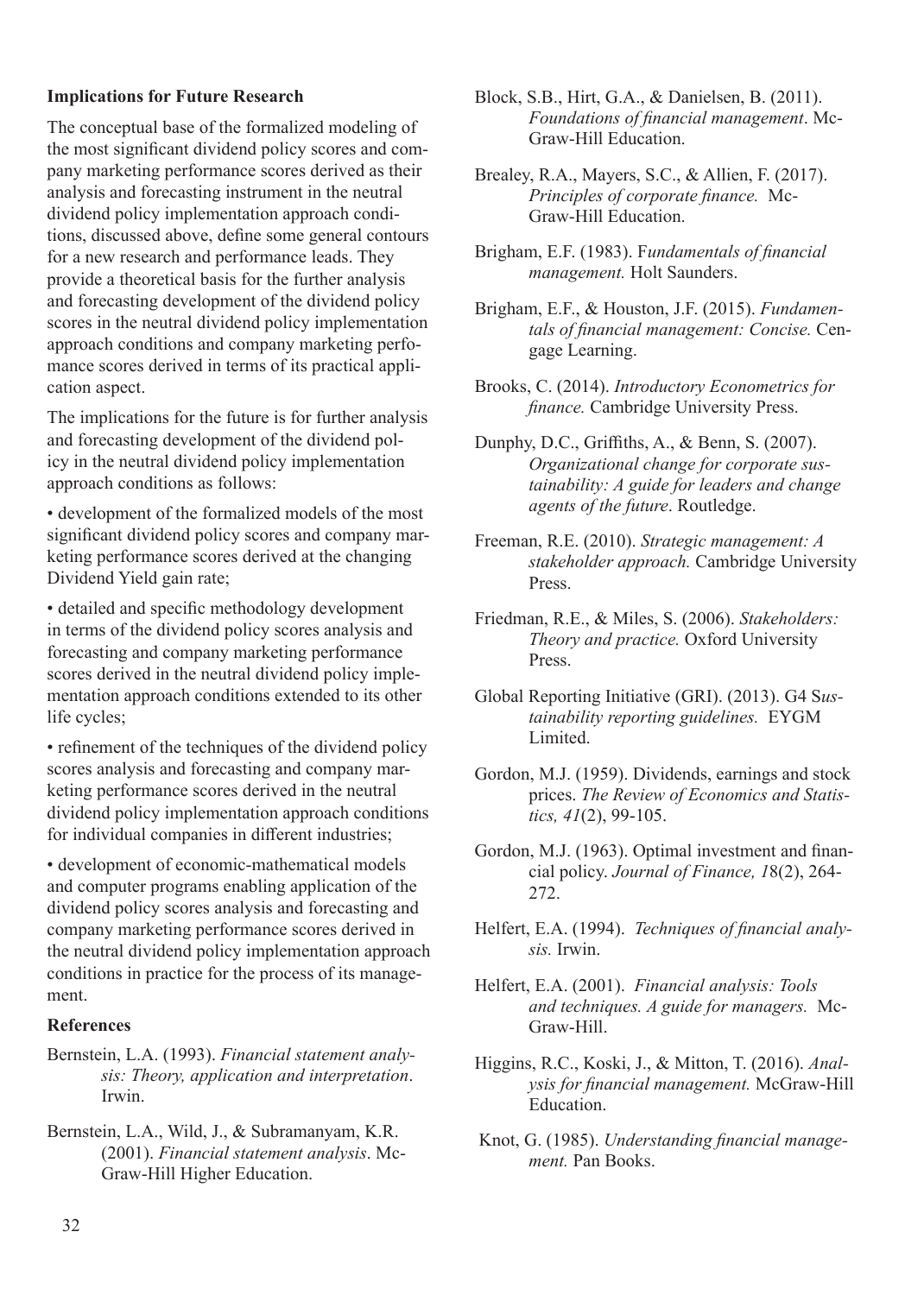### Implications for Future Research

The conceptual base of the formalized modeling of the most significant dividend policy scores and company marketing performance scores derived as their analysis and forecasting instrument in the neutral dividend policy implementation approach conditions, discussed above, define some general contours for a new research and performance leads. They provide a theoretical basis for the further analysis and forecasting development of the dividend policy scores in the neutral dividend policy implementation approach conditions and company marketing perfomance scores derived in terms of its practical application aspect.

The implications for the future is for further analysis and forecasting development of the dividend policy in the neutral dividend policy implementation approach conditions as follows:

- development of the formalized models of the most significant dividend policy scores and company marketing performance scores derived at the changing Dividend Yield gain rate;
- detailed and specific methodology development in terms of the dividend policy scores analysis and forecasting and company marketing performance scores derived in the neutral dividend policy implementation approach conditions extended to its other life cycles;
- refinement of the techniques of the dividend policy scores analysis and forecasting and company marketing performance scores derived in the neutral dividend policy implementation approach conditions for individual companies in different industries;
- development of economic-mathematical models and computer programs enabling application of the dividend policy scores analysis and forecasting and company marketing performance scores derived in the neutral dividend policy implementation approach conditions in practice for the process of its management.

### References

Bernstein, L.A. (1993). *Financial statement analysis: Theory, application and interpretation*. Irwin.

Bernstein, L.A., Wild, J., & Subramanyam, K.R. (2001). *Financial statement analysis*. McGraw-Hill Higher Education.

Block, S.B., Hirt, G.A., & Danielsen, B. (2011). *Foundations of financial management*. McGraw-Hill Education.

Brealey, R.A., Mayers, S.C., & Allien, F. (2017). *Principles of corporate finance.* McGraw-Hill Education.

Brigham, E.F. (1983). F*undamentals of financial management.* Holt Saunders.

Brigham, E.F., & Houston, J.F. (2015). *Fundamentals of financial management: Concise.* Cengage Learning.

Brooks, C. (2014). *Introductory Econometrics for finance.* Cambridge University Press.

Dunphy, D.C., Griffiths, A., & Benn, S. (2007). *Organizational change for corporate sustainability: A guide for leaders and change agents of the future*. Routledge.

Freeman, R.E. (2010). *Strategic management: A stakeholder approach.* Cambridge University Press.

Friedman, R.E., & Miles, S. (2006). *Stakeholders: Theory and practice.* Oxford University Press.

Global Reporting Initiative (GRI). (2013). G4 S*ustainability reporting guidelines.* EYGM Limited.

Gordon, M.J. (1959). Dividends, earnings and stock prices. *The Review of Economics and Statistics, 41*(2), 99-105.

Gordon, M.J. (1963). Optimal investment and financial policy. *Journal of Finance, 1*8(2), 264-272.

Helfert, E.A. (1994). *Techniques of financial analysis.* Irwin.

Helfert, E.A. (2001). *Financial analysis: Tools and techniques. A guide for managers.* McGraw-Hill.

Higgins, R.C., Koski, J., & Mitton, T. (2016). *Analysis for financial management.* McGraw-Hill Education.

Knot, G. (1985). *Understanding financial management.* Pan Books.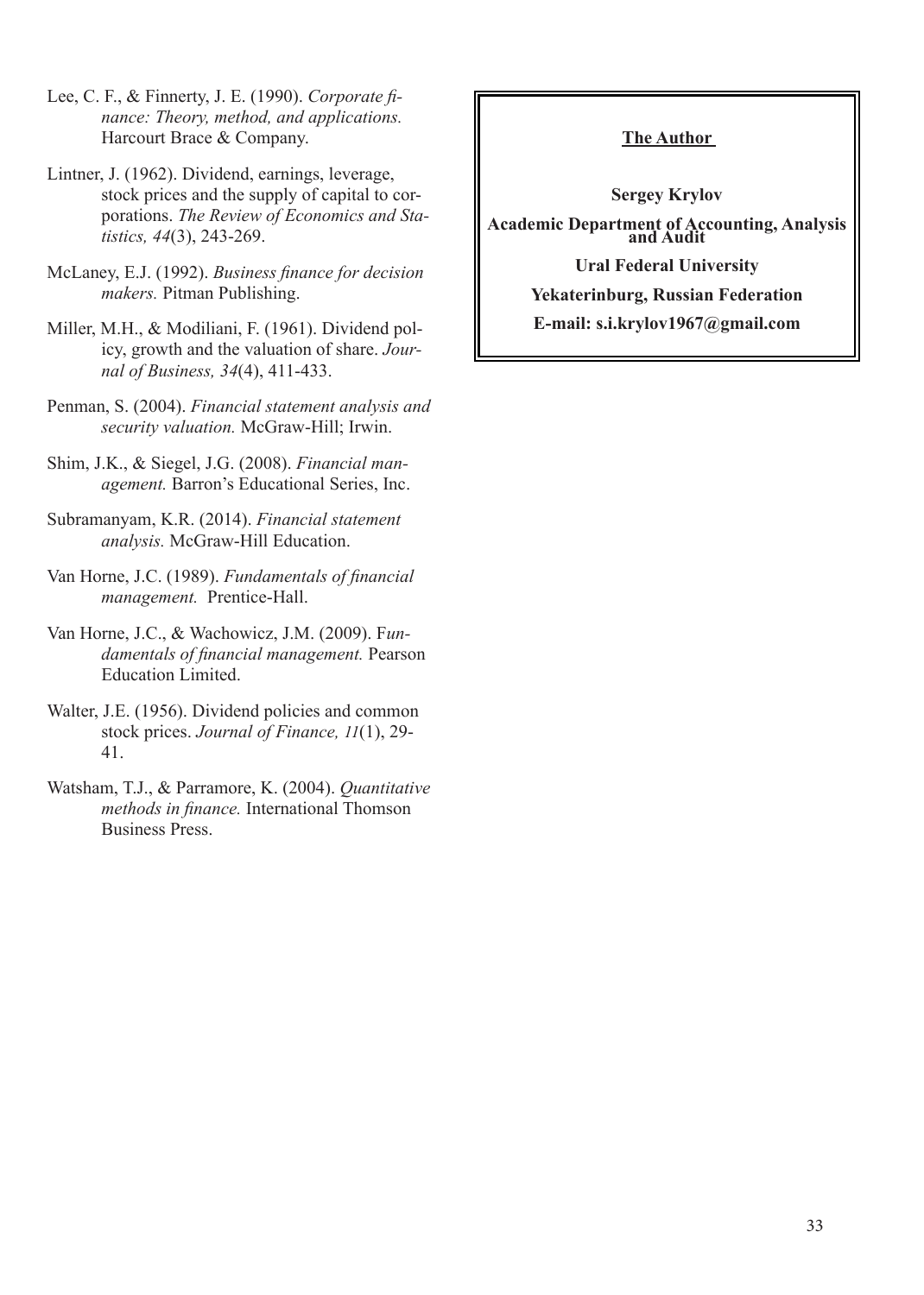Lee, C. F., & Finnerty, J. E. (1990). *Corporate finance: Theory, method, and applications.* Harcourt Brace & Company.

Lintner, J. (1962). Dividend, earnings, leverage, stock prices and the supply of capital to corporations. *The Review of Economics and Statistics, 44*(3), 243-269.

McLaney, E.J. (1992). *Business finance for decision makers.* Pitman Publishing.

Miller, M.H., & Modiliani, F. (1961). Dividend policy, growth and the valuation of share. *Journal of Business, 34*(4), 411-433.

Penman, S. (2004). *Financial statement analysis and security valuation.* McGraw-Hill; Irwin.

Shim, J.K., & Siegel, J.G. (2008). *Financial management.* Barron's Educational Series, Inc.

Subramanyam, K.R. (2014). *Financial statement analysis.* McGraw-Hill Education.

Van Horne, J.C. (1989). *Fundamentals of financial management.* Prentice-Hall.

Van Horne, J.C., & Wachowicz, J.M. (2009). F*undamentals of financial management.* Pearson Education Limited.

Walter, J.E. (1956). Dividend policies and common stock prices. *Journal of Finance, 11*(1), 29-41.

Watsham, T.J., & Parramore, K. (2004). *Quantitative methods in finance.* International Thomson Business Press.

**The Author**

**Sergey Krylov**

**Academic Department of Accounting, Analysis and Audit**

**Ural Federal University**

**Yekaterinburg, Russian Federation**

**E-mail: s.i.krylov1967@gmail.com**